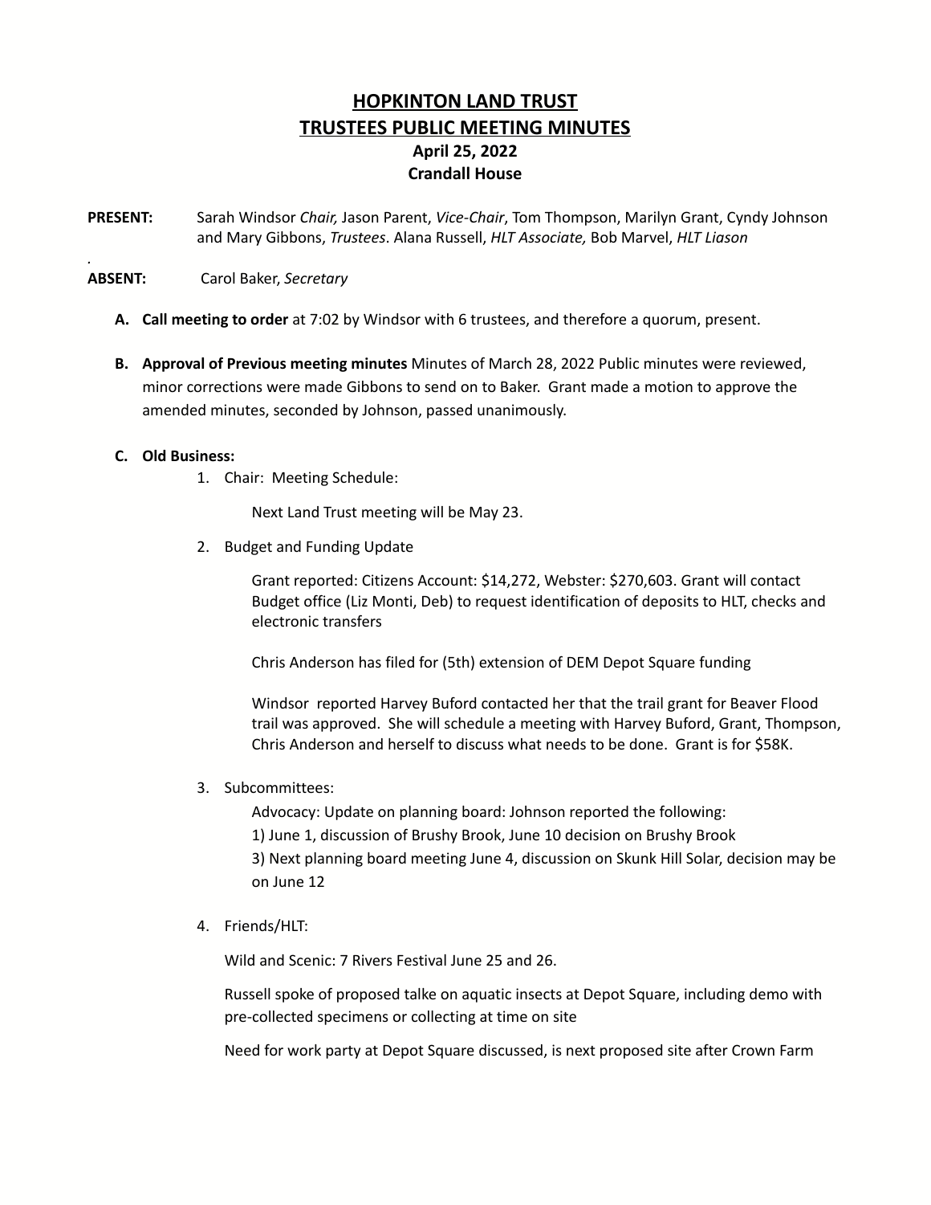# HOPKINTON LAND TRUST
# TRUSTEES PUBLIC MEETING MINUTES
### April 25, 2022
### Crandall House

**PRESENT:** Sarah Windsor *Chair,* Jason Parent, *Vice-Chair*, Tom Thompson, Marilyn Grant, Cyndy Johnson and Mary Gibbons, *Trustees*. Alana Russell, *HLT Associate,* Bob Marvel, *HLT Liason*

.

**ABSENT:** Carol Baker, *Secretary*

**A. Call meeting to order** at 7:02 by Windsor with 6 trustees, and therefore a quorum, present.

**B. Approval of Previous meeting minutes** Minutes of March 28, 2022 Public minutes were reviewed, minor corrections were made Gibbons to send on to Baker. Grant made a motion to approve the amended minutes, seconded by Johnson, passed unanimously.

**C. Old Business:**

1. Chair: Meeting Schedule:

   Next Land Trust meeting will be May 23.

2. Budget and Funding Update

   Grant reported: Citizens Account: $14,272, Webster: $270,603. Grant will contact Budget office (Liz Monti, Deb) to request identification of deposits to HLT, checks and electronic transfers

   Chris Anderson has filed for (5th) extension of DEM Depot Square funding

   Windsor reported Harvey Buford contacted her that the trail grant for Beaver Flood trail was approved. She will schedule a meeting with Harvey Buford, Grant, Thompson, Chris Anderson and herself to discuss what needs to be done. Grant is for $58K.

3. Subcommittees:

   Advocacy: Update on planning board: Johnson reported the following:

   1) June 1, discussion of Brushy Brook, June 10 decision on Brushy Brook

   3) Next planning board meeting June 4, discussion on Skunk Hill Solar, decision may be on June 12

4. Friends/HLT:

   Wild and Scenic: 7 Rivers Festival June 25 and 26.

   Russell spoke of proposed talke on aquatic insects at Depot Square, including demo with pre-collected specimens or collecting at time on site

   Need for work party at Depot Square discussed, is next proposed site after Crown Farm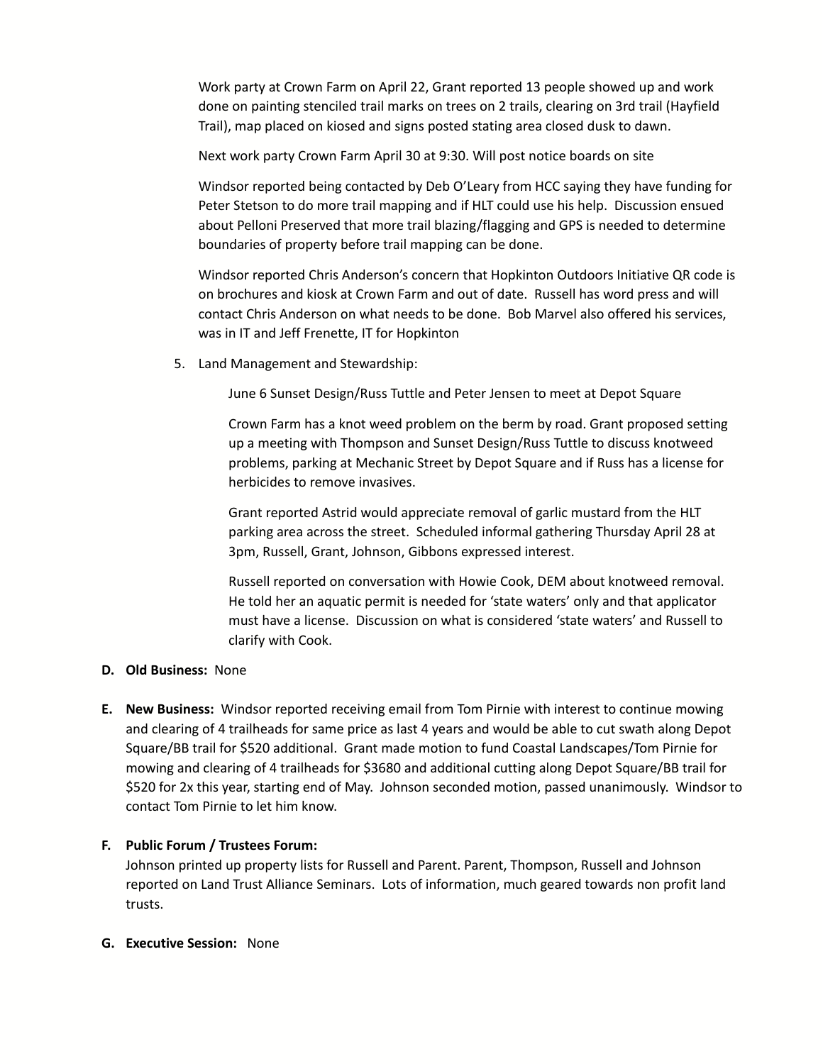Work party at Crown Farm on April 22, Grant reported 13 people showed up and work done on painting stenciled trail marks on trees on 2 trails, clearing on 3rd trail (Hayfield Trail), map placed on kiosed and signs posted stating area closed dusk to dawn.

Next work party Crown Farm April 30 at 9:30. Will post notice boards on site

Windsor reported being contacted by Deb O'Leary from HCC saying they have funding for Peter Stetson to do more trail mapping and if HLT could use his help. Discussion ensued about Pelloni Preserved that more trail blazing/flagging and GPS is needed to determine boundaries of property before trail mapping can be done.

Windsor reported Chris Anderson's concern that Hopkinton Outdoors Initiative QR code is on brochures and kiosk at Crown Farm and out of date. Russell has word press and will contact Chris Anderson on what needs to be done. Bob Marvel also offered his services, was in IT and Jeff Frenette, IT for Hopkinton

5. Land Management and Stewardship:

   June 6 Sunset Design/Russ Tuttle and Peter Jensen to meet at Depot Square

   Crown Farm has a knot weed problem on the berm by road. Grant proposed setting up a meeting with Thompson and Sunset Design/Russ Tuttle to discuss knotweed problems, parking at Mechanic Street by Depot Square and if Russ has a license for herbicides to remove invasives.

   Grant reported Astrid would appreciate removal of garlic mustard from the HLT parking area across the street. Scheduled informal gathering Thursday April 28 at 3pm, Russell, Grant, Johnson, Gibbons expressed interest.

   Russell reported on conversation with Howie Cook, DEM about knotweed removal. He told her an aquatic permit is needed for 'state waters' only and that applicator must have a license. Discussion on what is considered 'state waters' and Russell to clarify with Cook.

**D. Old Business:** None

**E. New Business:** Windsor reported receiving email from Tom Pirnie with interest to continue mowing and clearing of 4 trailheads for same price as last 4 years and would be able to cut swath along Depot Square/BB trail for $520 additional. Grant made motion to fund Coastal Landscapes/Tom Pirnie for mowing and clearing of 4 trailheads for $3680 and additional cutting along Depot Square/BB trail for $520 for 2x this year, starting end of May. Johnson seconded motion, passed unanimously. Windsor to contact Tom Pirnie to let him know.

**F. Public Forum / Trustees Forum:**

Johnson printed up property lists for Russell and Parent. Parent, Thompson, Russell and Johnson reported on Land Trust Alliance Seminars. Lots of information, much geared towards non profit land trusts.

**G. Executive Session:** None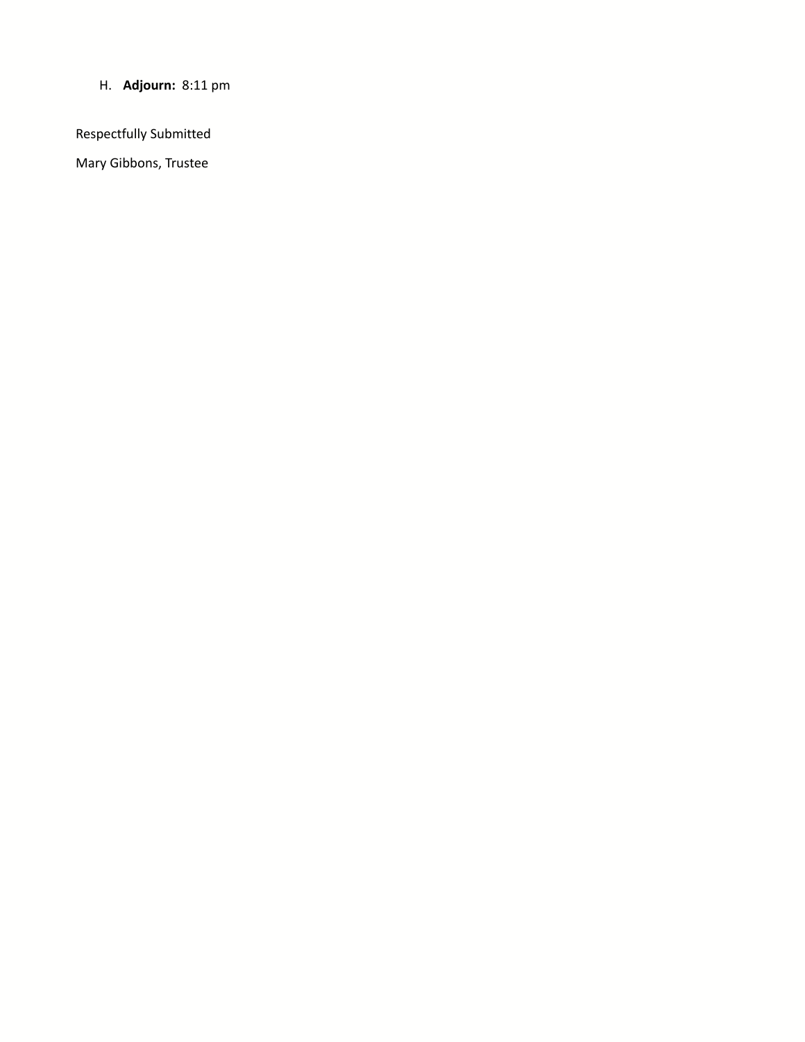H. **Adjourn:** 8:11 pm

Respectfully Submitted

Mary Gibbons, Trustee